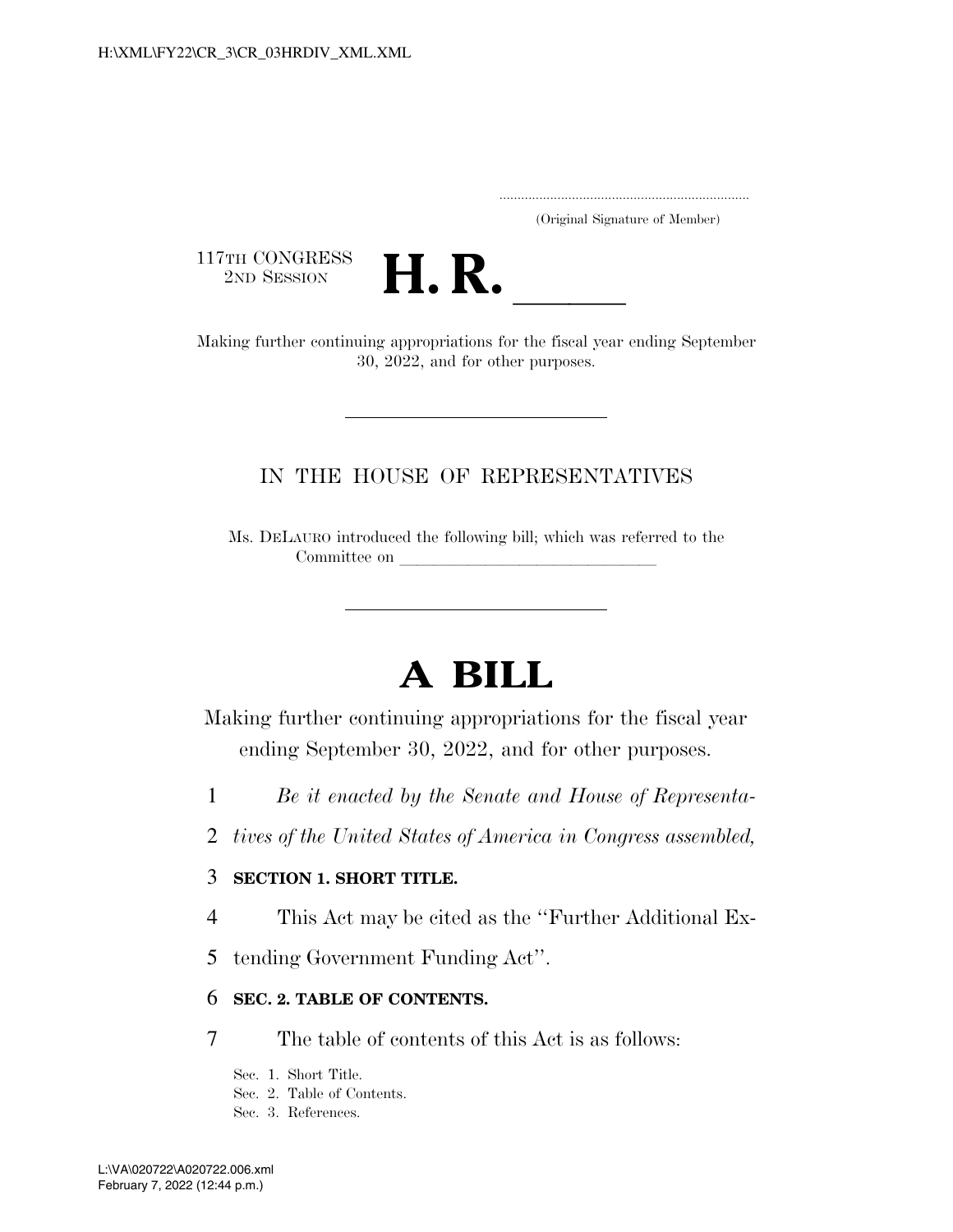(Original Signature of Member)

117TH CONGRESS
2ND SESSION

# H. R. \_\_\_\_\_\_

Making further continuing appropriations for the fiscal year ending September 30, 2022, and for other purposes.

---

IN THE HOUSE OF REPRESENTATIVES

Ms. DELAURO introduced the following bill; which was referred to the Committee on \_\_\_\_\_\_\_\_\_\_\_\_\_\_\_\_\_\_\_\_\_\_\_\_\_\_\_\_\_\_\_\_

---

# A BILL

Making further continuing appropriations for the fiscal year ending September 30, 2022, and for other purposes.

*Be it enacted by the Senate and House of Representatives of the United States of America in Congress assembled,*

**SECTION 1. SHORT TITLE.**

This Act may be cited as the ''Further Additional Extending Government Funding Act''.

**SEC. 2. TABLE OF CONTENTS.**

The table of contents of this Act is as follows:

Sec. 1. Short Title.
Sec. 2. Table of Contents.
Sec. 3. References.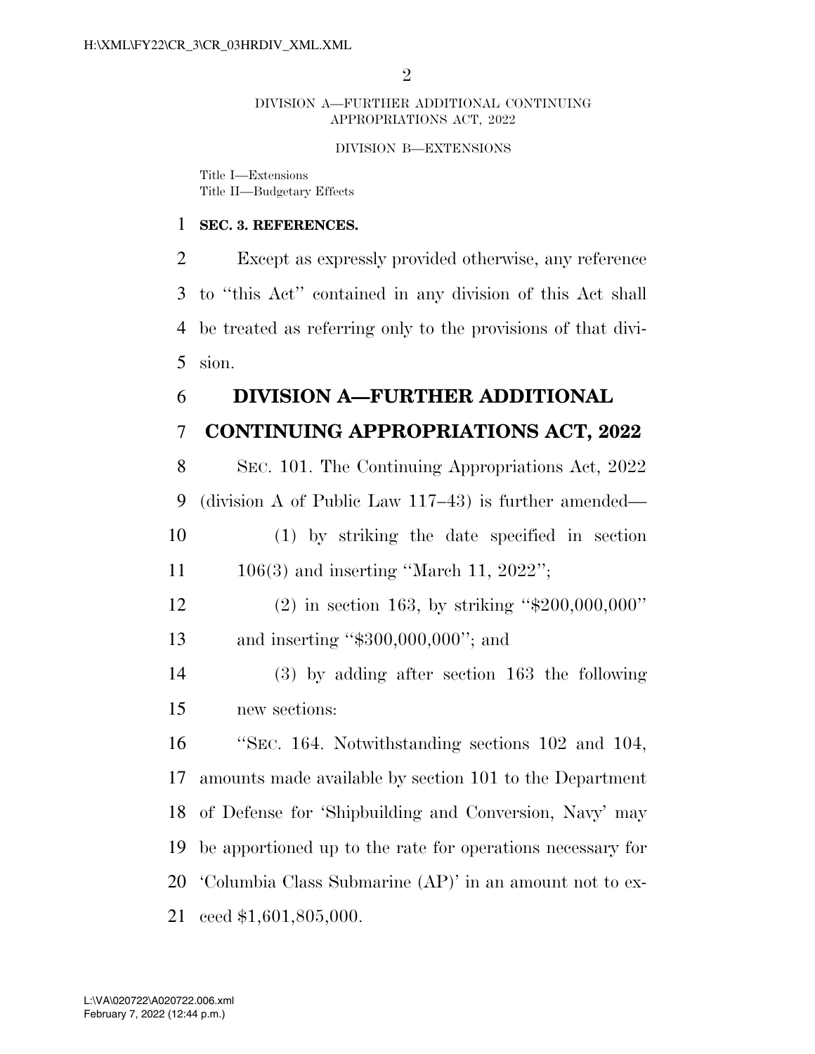DIVISION A—FURTHER ADDITIONAL CONTINUING APPROPRIATIONS ACT, 2022

DIVISION B—EXTENSIONS

Title I—Extensions
Title II—Budgetary Effects

**SEC. 3. REFERENCES.**

Except as expressly provided otherwise, any reference to ''this Act'' contained in any division of this Act shall be treated as referring only to the provisions of that division.

# DIVISION A—FURTHER ADDITIONAL CONTINUING APPROPRIATIONS ACT, 2022

SEC. 101. The Continuing Appropriations Act, 2022 (division A of Public Law 117–43) is further amended—

(1) by striking the date specified in section 106(3) and inserting ''March 11, 2022'';

(2) in section 163, by striking ''$200,000,000'' and inserting ''$300,000,000''; and

(3) by adding after section 163 the following new sections:

''SEC. 164. Notwithstanding sections 102 and 104, amounts made available by section 101 to the Department of Defense for 'Shipbuilding and Conversion, Navy' may be apportioned up to the rate for operations necessary for 'Columbia Class Submarine (AP)' in an amount not to exceed $1,601,805,000.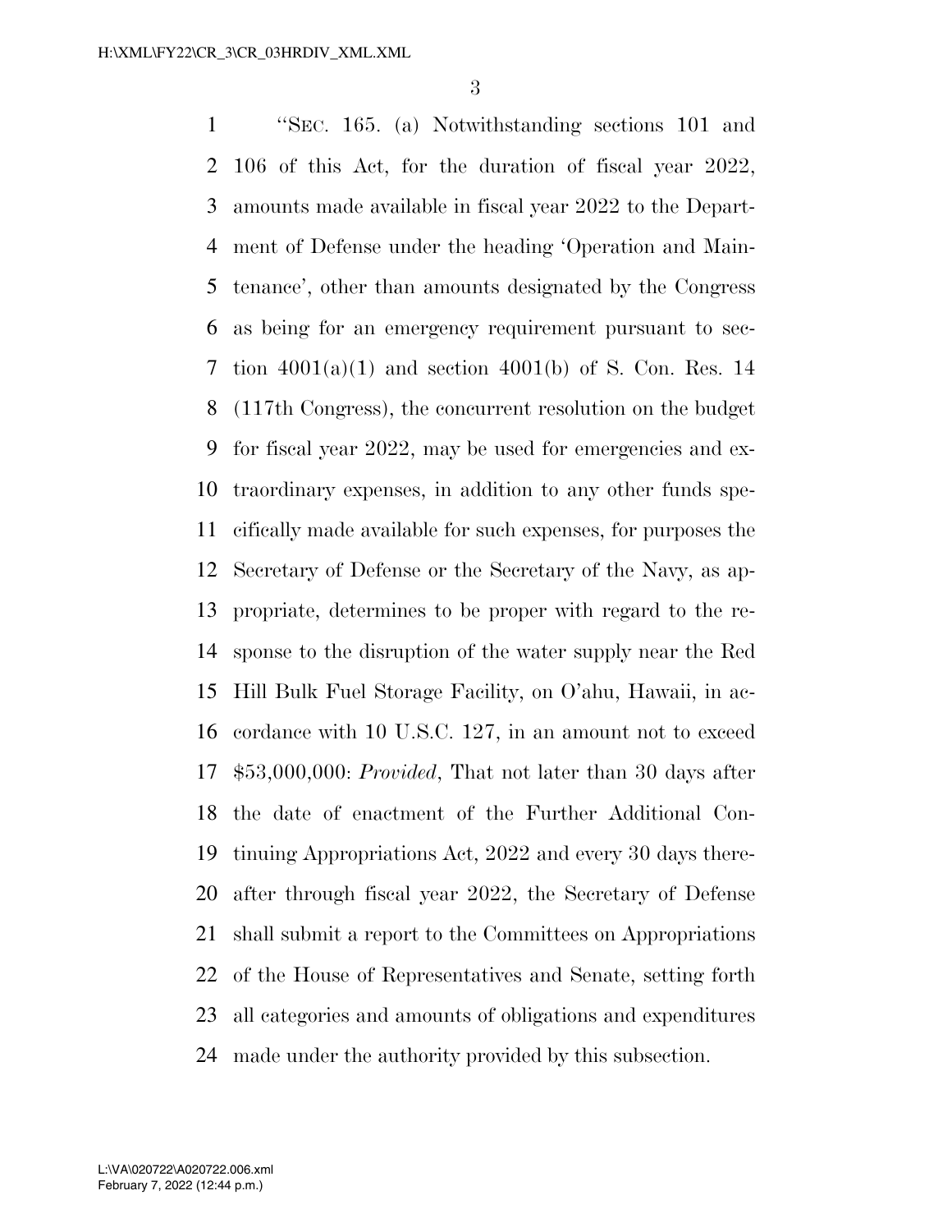"SEC. 165. (a) Notwithstanding sections 101 and 106 of this Act, for the duration of fiscal year 2022, amounts made available in fiscal year 2022 to the Department of Defense under the heading 'Operation and Maintenance', other than amounts designated by the Congress as being for an emergency requirement pursuant to section 4001(a)(1) and section 4001(b) of S. Con. Res. 14 (117th Congress), the concurrent resolution on the budget for fiscal year 2022, may be used for emergencies and extraordinary expenses, in addition to any other funds specifically made available for such expenses, for purposes the Secretary of Defense or the Secretary of the Navy, as appropriate, determines to be proper with regard to the response to the disruption of the water supply near the Red Hill Bulk Fuel Storage Facility, on O'ahu, Hawaii, in accordance with 10 U.S.C. 127, in an amount not to exceed $53,000,000: *Provided*, That not later than 30 days after the date of enactment of the Further Additional Continuing Appropriations Act, 2022 and every 30 days thereafter through fiscal year 2022, the Secretary of Defense shall submit a report to the Committees on Appropriations of the House of Representatives and Senate, setting forth all categories and amounts of obligations and expenditures made under the authority provided by this subsection.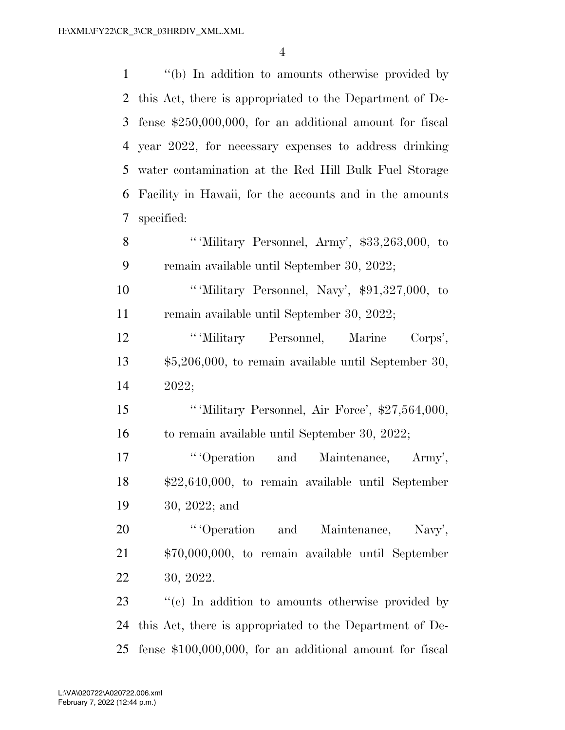"(b) In addition to amounts otherwise provided by this Act, there is appropriated to the Department of Defense $250,000,000, for an additional amount for fiscal year 2022, for necessary expenses to address drinking water contamination at the Red Hill Bulk Fuel Storage Facility in Hawaii, for the accounts and in the amounts specified:

"'Military Personnel, Army', $33,263,000, to remain available until September 30, 2022;

"'Military Personnel, Navy', $91,327,000, to remain available until September 30, 2022;

"'Military Personnel, Marine Corps', $5,206,000, to remain available until September 30, 2022;

"'Military Personnel, Air Force', $27,564,000, to remain available until September 30, 2022;

"'Operation and Maintenance, Army', $22,640,000, to remain available until September 30, 2022; and

"'Operation and Maintenance, Navy', $70,000,000, to remain available until September 30, 2022.

"(c) In addition to amounts otherwise provided by this Act, there is appropriated to the Department of Defense $100,000,000, for an additional amount for fiscal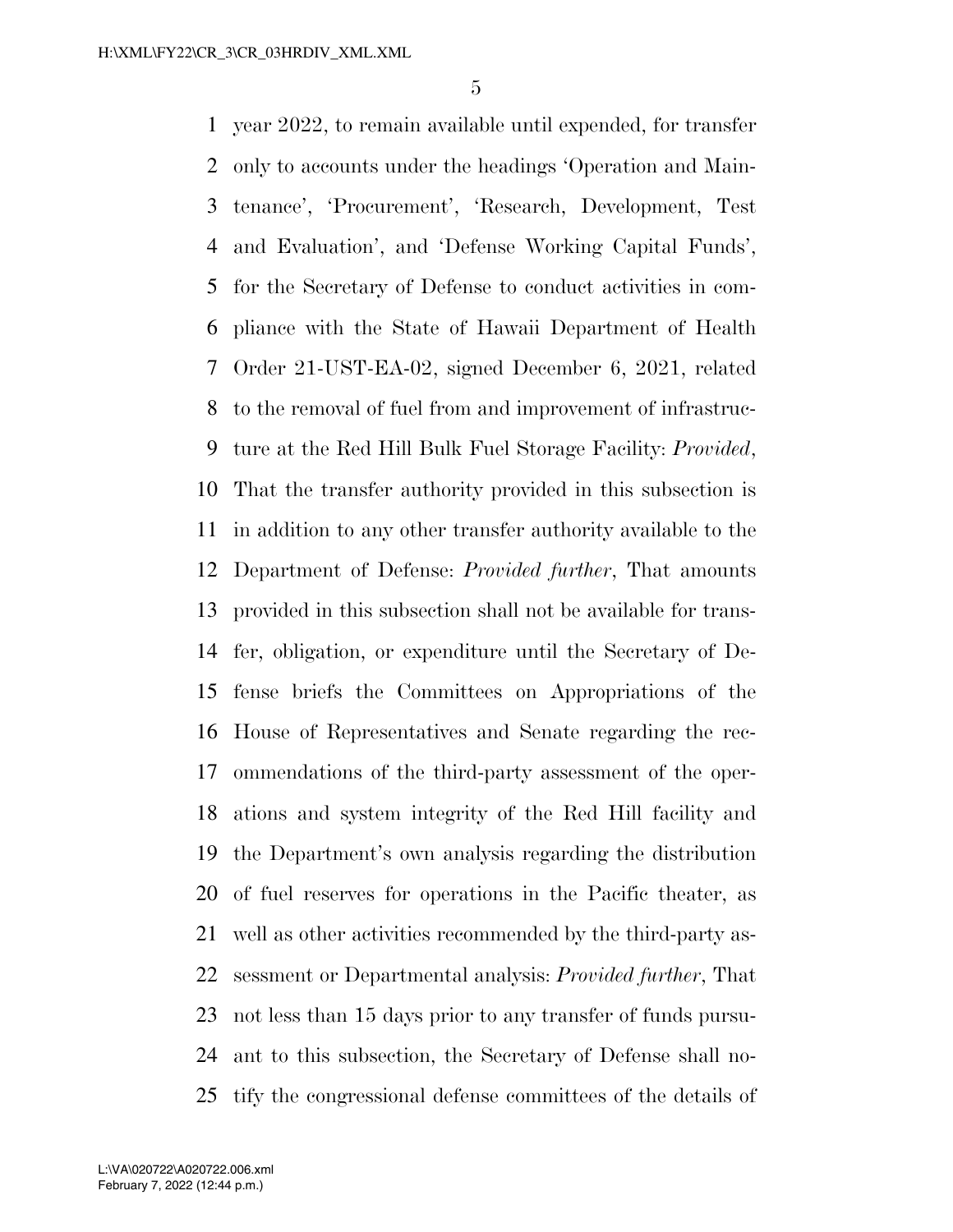year 2022, to remain available until expended, for transfer only to accounts under the headings 'Operation and Maintenance', 'Procurement', 'Research, Development, Test and Evaluation', and 'Defense Working Capital Funds', for the Secretary of Defense to conduct activities in compliance with the State of Hawaii Department of Health Order 21-UST-EA-02, signed December 6, 2021, related to the removal of fuel from and improvement of infrastructure at the Red Hill Bulk Fuel Storage Facility: *Provided*, That the transfer authority provided in this subsection is in addition to any other transfer authority available to the Department of Defense: *Provided further*, That amounts provided in this subsection shall not be available for transfer, obligation, or expenditure until the Secretary of Defense briefs the Committees on Appropriations of the House of Representatives and Senate regarding the recommendations of the third-party assessment of the operations and system integrity of the Red Hill facility and the Department's own analysis regarding the distribution of fuel reserves for operations in the Pacific theater, as well as other activities recommended by the third-party assessment or Departmental analysis: *Provided further*, That not less than 15 days prior to any transfer of funds pursuant to this subsection, the Secretary of Defense shall notify the congressional defense committees of the details of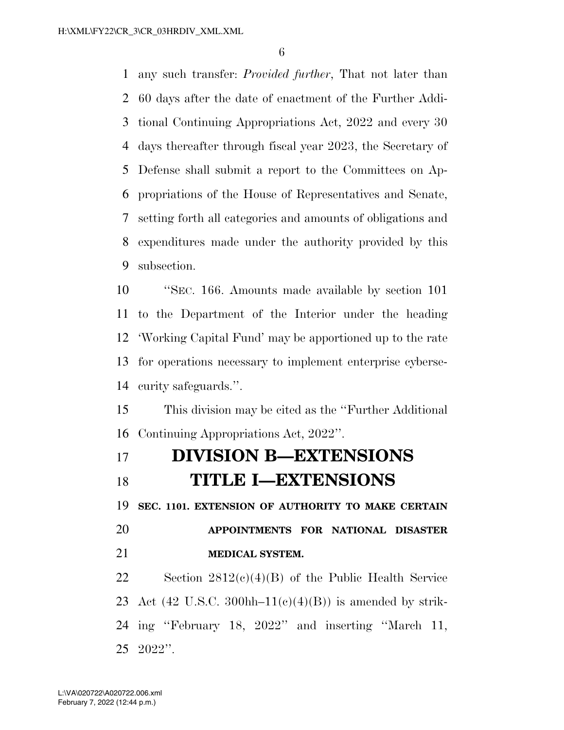any such transfer: *Provided further*, That not later than 60 days after the date of enactment of the Further Additional Continuing Appropriations Act, 2022 and every 30 days thereafter through fiscal year 2023, the Secretary of Defense shall submit a report to the Committees on Appropriations of the House of Representatives and Senate, setting forth all categories and amounts of obligations and expenditures made under the authority provided by this subsection.

''SEC. 166. Amounts made available by section 101 to the Department of the Interior under the heading 'Working Capital Fund' may be apportioned up to the rate for operations necessary to implement enterprise cybersecurity safeguards.''.

This division may be cited as the ''Further Additional Continuing Appropriations Act, 2022''.

# DIVISION B—EXTENSIONS

# TITLE I—EXTENSIONS

### SEC. 1101. EXTENSION OF AUTHORITY TO MAKE CERTAIN APPOINTMENTS FOR NATIONAL DISASTER MEDICAL SYSTEM.

Section 2812(c)(4)(B) of the Public Health Service Act (42 U.S.C. 300hh–11(c)(4)(B)) is amended by striking ''February 18, 2022'' and inserting ''March 11, 2022''.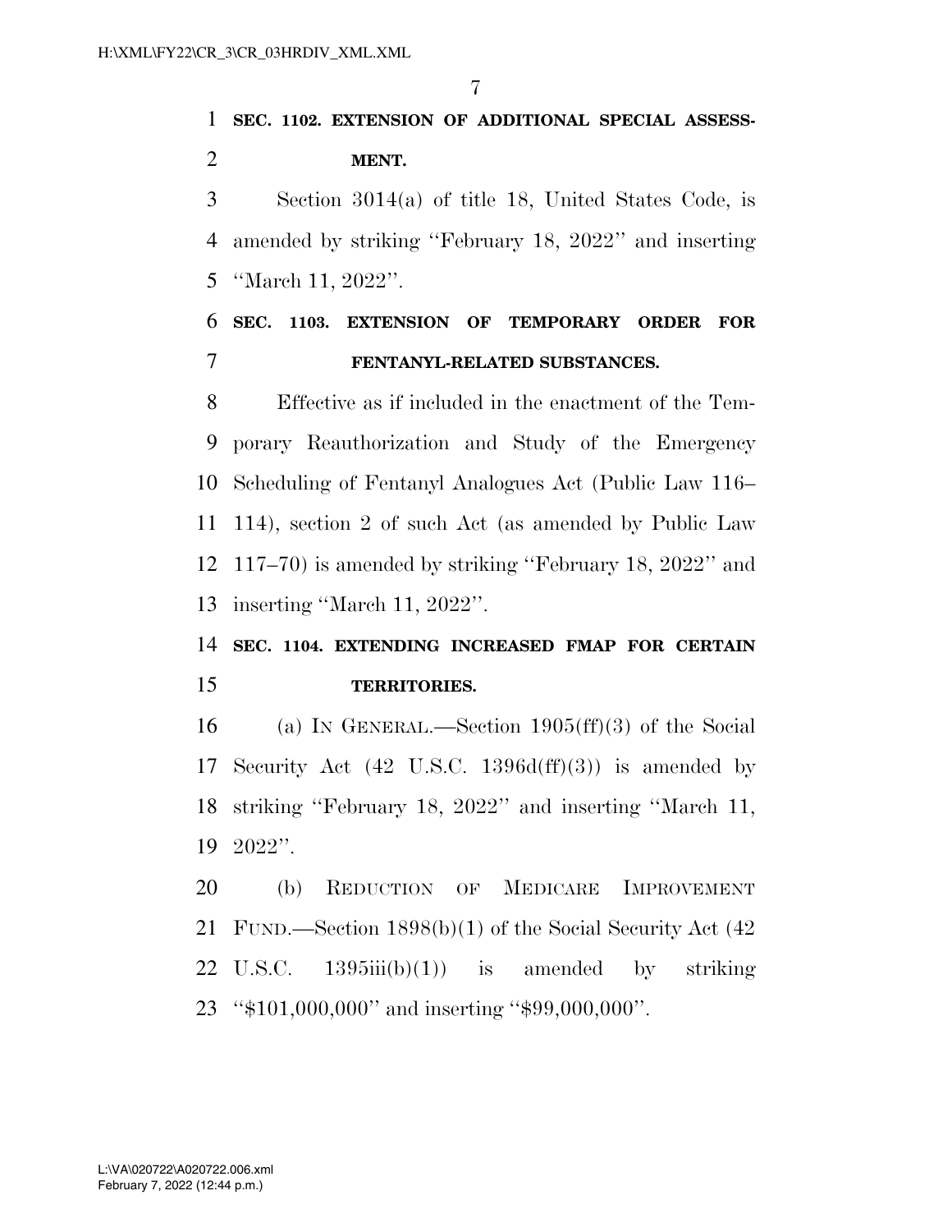**SEC. 1102. EXTENSION OF ADDITIONAL SPECIAL ASSESSMENT.**

Section 3014(a) of title 18, United States Code, is amended by striking ''February 18, 2022'' and inserting ''March 11, 2022''.

**SEC. 1103. EXTENSION OF TEMPORARY ORDER FOR FENTANYL-RELATED SUBSTANCES.**

Effective as if included in the enactment of the Temporary Reauthorization and Study of the Emergency Scheduling of Fentanyl Analogues Act (Public Law 116–114), section 2 of such Act (as amended by Public Law 117–70) is amended by striking ''February 18, 2022'' and inserting ''March 11, 2022''.

**SEC. 1104. EXTENDING INCREASED FMAP FOR CERTAIN TERRITORIES.**

(a) IN GENERAL.—Section 1905(ff)(3) of the Social Security Act (42 U.S.C. 1396d(ff)(3)) is amended by striking ''February 18, 2022'' and inserting ''March 11, 2022''.

(b) REDUCTION OF MEDICARE IMPROVEMENT FUND.—Section 1898(b)(1) of the Social Security Act (42 U.S.C. 1395iii(b)(1)) is amended by striking ''$101,000,000'' and inserting ''$99,000,000''.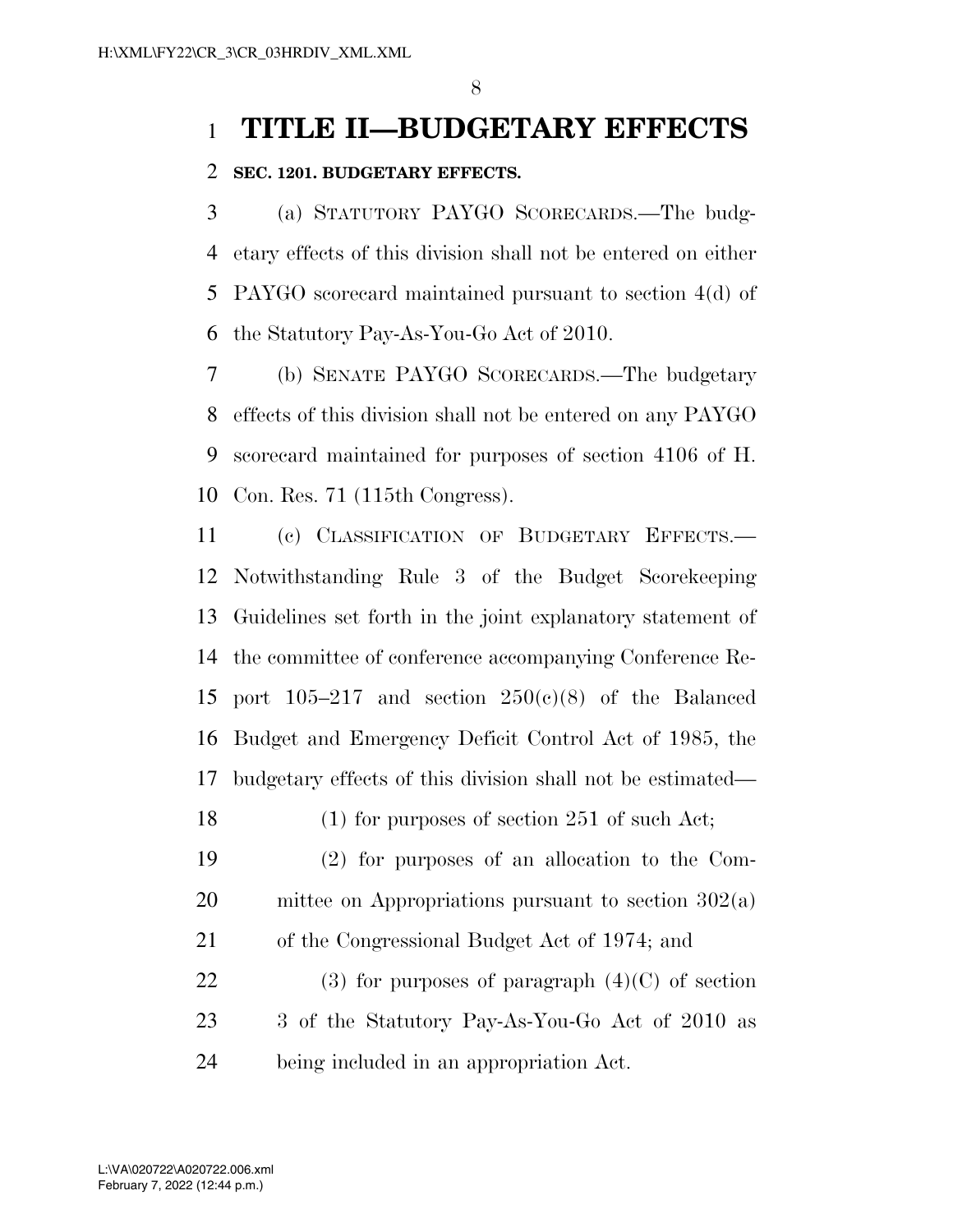# TITLE II—BUDGETARY EFFECTS

**SEC. 1201. BUDGETARY EFFECTS.**

(a) STATUTORY PAYGO SCORECARDS.—The budgetary effects of this division shall not be entered on either PAYGO scorecard maintained pursuant to section 4(d) of the Statutory Pay-As-You-Go Act of 2010.

(b) SENATE PAYGO SCORECARDS.—The budgetary effects of this division shall not be entered on any PAYGO scorecard maintained for purposes of section 4106 of H. Con. Res. 71 (115th Congress).

(c) CLASSIFICATION OF BUDGETARY EFFECTS.—Notwithstanding Rule 3 of the Budget Scorekeeping Guidelines set forth in the joint explanatory statement of the committee of conference accompanying Conference Report 105–217 and section 250(c)(8) of the Balanced Budget and Emergency Deficit Control Act of 1985, the budgetary effects of this division shall not be estimated—

(1) for purposes of section 251 of such Act;

(2) for purposes of an allocation to the Committee on Appropriations pursuant to section 302(a) of the Congressional Budget Act of 1974; and

(3) for purposes of paragraph (4)(C) of section 3 of the Statutory Pay-As-You-Go Act of 2010 as being included in an appropriation Act.